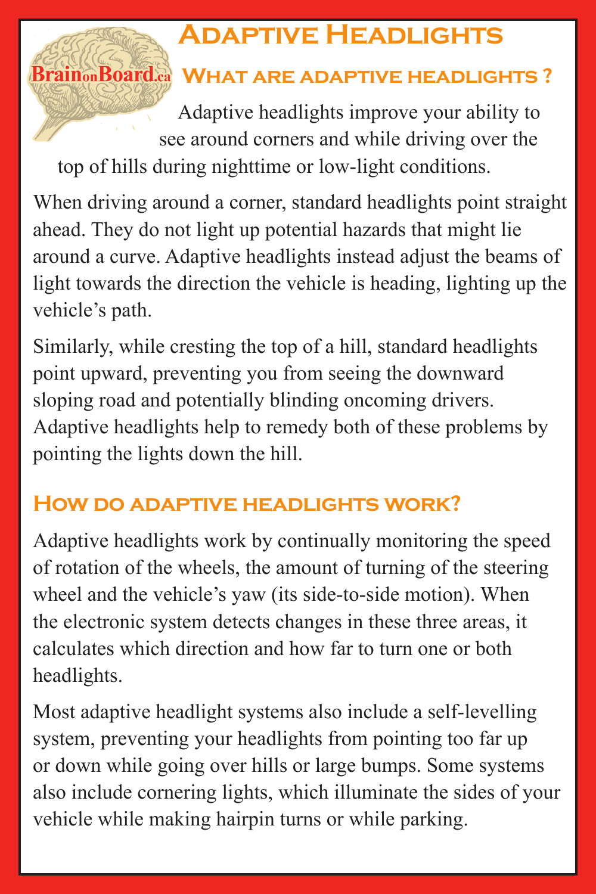# Adaptive Headlights

BrainonBoard.ca

## What are adaptive headlights ?

Adaptive headlights improve your ability to see around corners and while driving over the top of hills during nighttime or low-light conditions.

When driving around a corner, standard headlights point straight ahead. They do not light up potential hazards that might lie around a curve. Adaptive headlights instead adjust the beams of light towards the direction the vehicle is heading, lighting up the vehicle's path.

Similarly, while cresting the top of a hill, standard headlights point upward, preventing you from seeing the downward sloping road and potentially blinding oncoming drivers. Adaptive headlights help to remedy both of these problems by pointing the lights down the hill.

## How do adaptive headlights work?

Adaptive headlights work by continually monitoring the speed of rotation of the wheels, the amount of turning of the steering wheel and the vehicle's yaw (its side-to-side motion). When the electronic system detects changes in these three areas, it calculates which direction and how far to turn one or both headlights.

Most adaptive headlight systems also include a self-levelling system, preventing your headlights from pointing too far up or down while going over hills or large bumps. Some systems also include cornering lights, which illuminate the sides of your vehicle while making hairpin turns or while parking.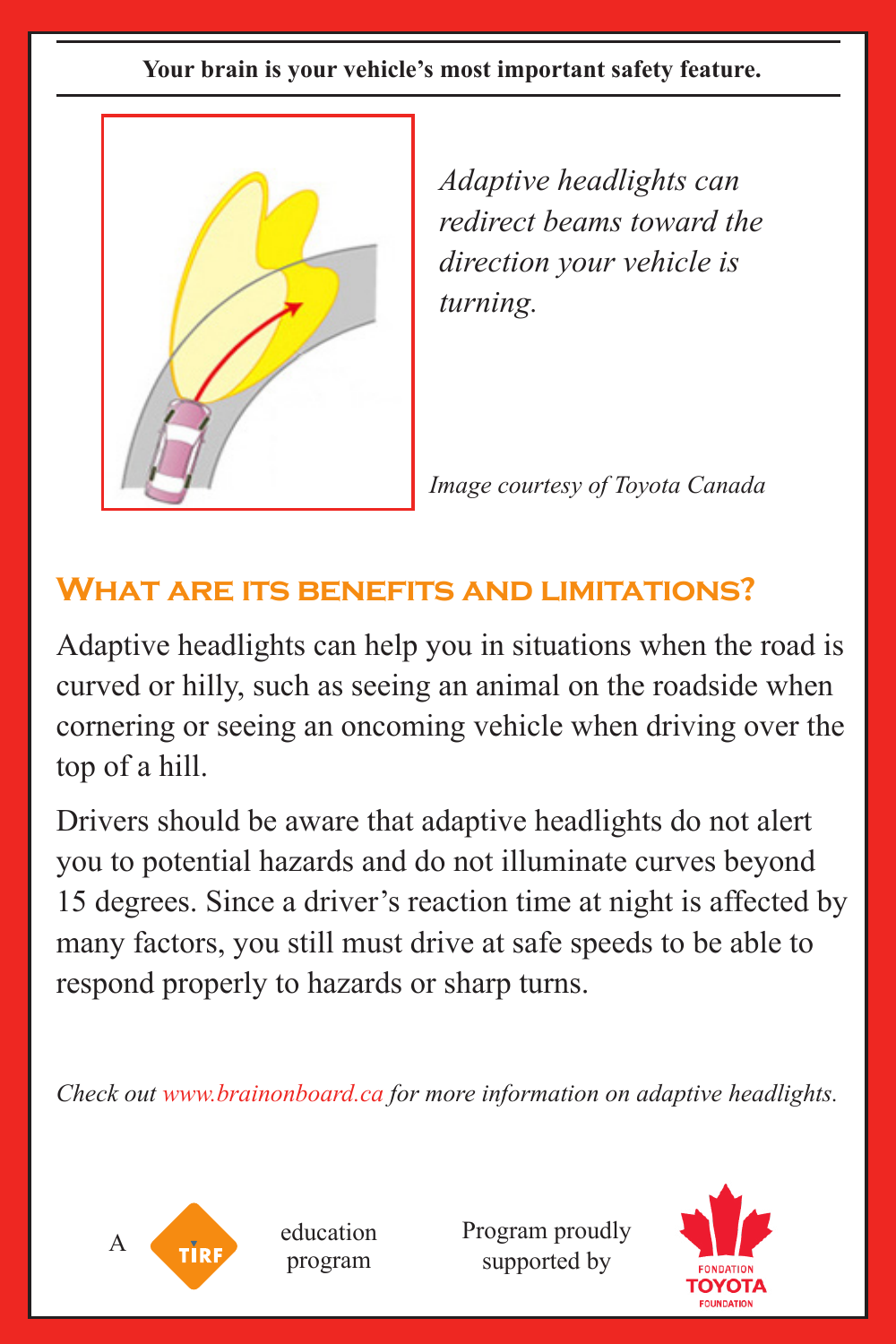**Your brain is your vehicle's most important safety feature.**

*Adaptive headlights can redirect beams toward the direction your vehicle is turning.*

*Image courtesy of Toyota Canada*

## What are its benefits and limitations?

Adaptive headlights can help you in situations when the road is curved or hilly, such as seeing an animal on the roadside when cornering or seeing an oncoming vehicle when driving over the top of a hill.

Drivers should be aware that adaptive headlights do not alert you to potential hazards and do not illuminate curves beyond 15 degrees. Since a driver's reaction time at night is affected by many factors, you still must drive at safe speeds to be able to respond properly to hazards or sharp turns.

*Check out www.brainonboard.ca for more information on adaptive headlights.*

A TIRF education program

Program proudly supported by

Fondation Toyota Foundation